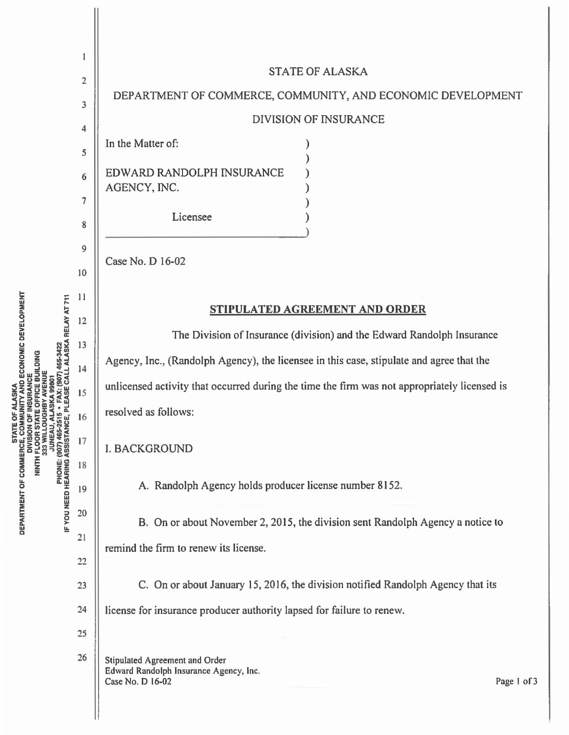STATE OF ALASKA

DEPARTMENT OF COMMERCE, COMMUNITY, AND ECONOMIC DEVELOPMENT

DIVISION OF INSURANCE

In the Matter of:

EDWARD RANDOLPH INSURANCE AGENCY, INC.

Licensee

Case No. D 16-02

## STIPULATED AGREEMENT AND ORDER

The Division of Insurance (division) and the Edward Randolph Insurance Agency, Inc., (Randolph Agency), the licensee in this case, stipulate and agree that the unlicensed activity that occurred during the time the firm was not appropriately licensed is resolved as follows:

I. BACKGROUND

A. Randolph Agency holds producer license number 8152.

B. On or about November 2, 2015, the division sent Randolph Agency a notice to remind the firm to renew its license.

C. On or about January 15, 2016, the division notified Randolph Agency that its license for insurance producer authority lapsed for failure to renew.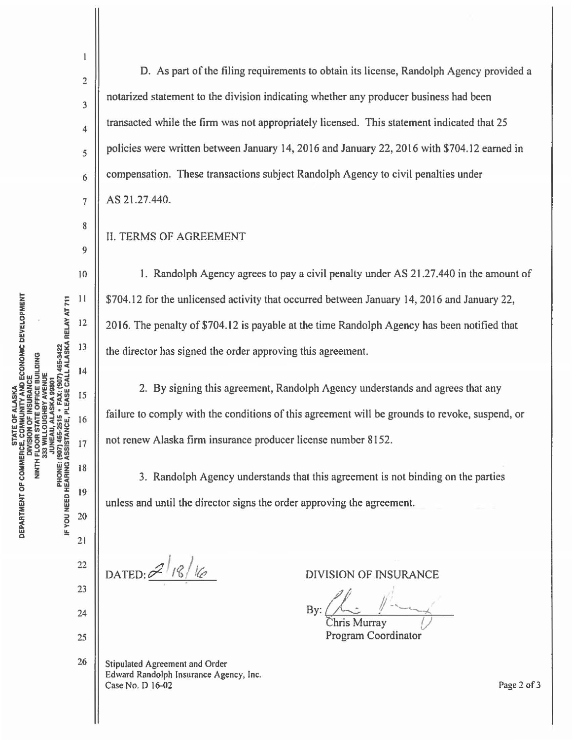D. As part of the filing requirements to obtain its license, Randolph Agency provided a notarized statement to the division indicating whether any producer business had been transacted while the firm was not appropriately licensed. This statement indicated that 25 policies were written between January 14, 2016 and January 22, 2016 with $704.12 earned in compensation. These transactions subject Randolph Agency to civil penalties under AS 21.27.440.

## II. TERMS OF AGREEMENT

1. Randolph Agency agrees to pay a civil penalty under AS 21.27.440 in the amount of $704.12 for the unlicensed activity that occurred between January 14, 2016 and January 22, 2016. The penalty of $704.12 is payable at the time Randolph Agency has been notified that the director has signed the order approving this agreement.

2. By signing this agreement, Randolph Agency understands and agrees that any failure to comply with the conditions of this agreement will be grounds to revoke, suspend, or not renew Alaska firm insurance producer license number 8152.

3. Randolph Agency understands that this agreement is not binding on the parties unless and until the director signs the order approving the agreement.

DATED: 2/18/16

DIVISION OF INSURANCE

By: [signature]
Chris Murray
Program Coordinator

Stipulated Agreement and Order
Edward Randolph Insurance Agency, Inc.
Case No. D 16-02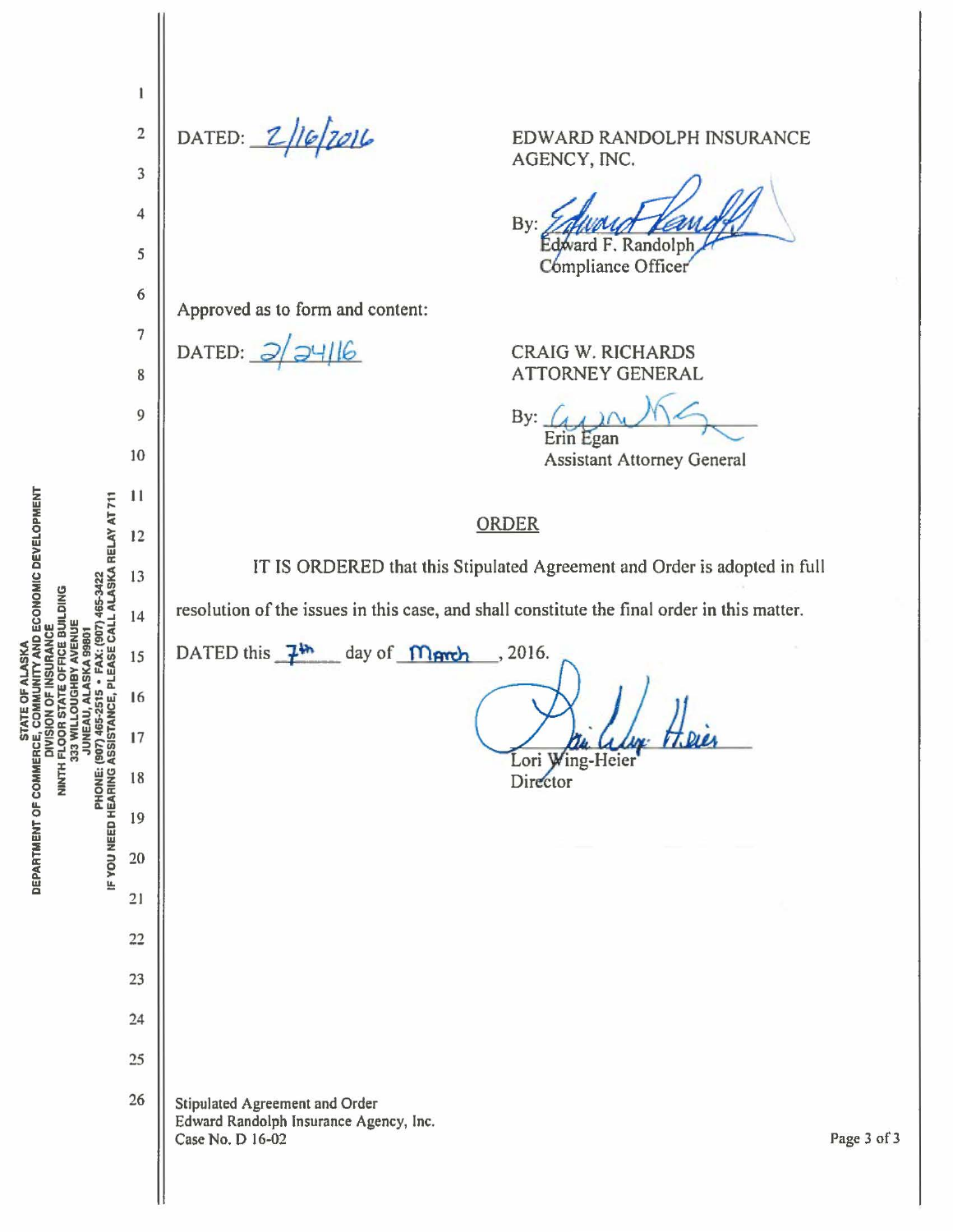DATED: 2/16/2016

EDWARD RANDOLPH INSURANCE AGENCY, INC.

By: _______________
Edward F. Randolph
Compliance Officer

Approved as to form and content:

DATED: 2/24/16

CRAIG W. RICHARDS
ATTORNEY GENERAL

By: _______________
Erin Egan
Assistant Attorney General

## ORDER

IT IS ORDERED that this Stipulated Agreement and Order is adopted in full resolution of the issues in this case, and shall constitute the final order in this matter.

DATED this 7th day of March, 2016.

_______________
Lori Wing-Heier
Director

Stipulated Agreement and Order
Edward Randolph Insurance Agency, Inc.
Case No. D 16-02